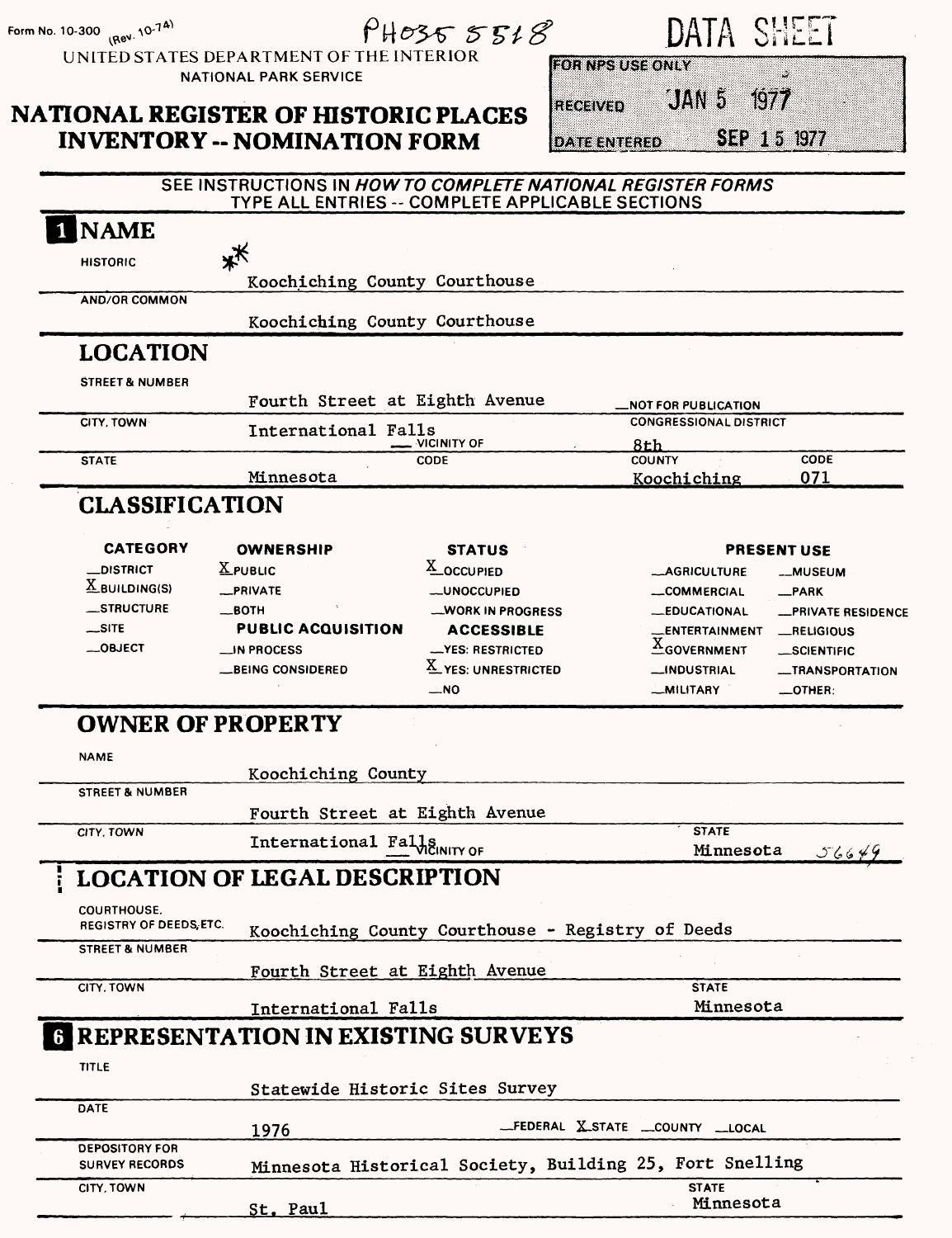Form No. 10-300 (Rev. 10-74)

PH035 5518

UNITED STATES DEPARTMENT OF THE INTERIOR
NATIONAL PARK SERVICE

DATA SHEET

# NATIONAL REGISTER OF HISTORIC PLACES INVENTORY -- NOMINATION FORM

| FOR NPS USE ONLY | |
|---|---|
| RECEIVED | JAN 5 1977 |
| DATE ENTERED | SEP 15 1977 |

SEE INSTRUCTIONS IN *HOW TO COMPLETE NATIONAL REGISTER FORMS*
TYPE ALL ENTRIES -- COMPLETE APPLICABLE SECTIONS

## 1 NAME

HISTORIC **
Koochiching County Courthouse

AND/OR COMMON
Koochiching County Courthouse

## LOCATION

STREET & NUMBER: Fourth Street at Eighth Avenue — NOT FOR PUBLICATION

CITY, TOWN: International Falls — VICINITY OF

CONGRESSIONAL DISTRICT: 8th

STATE: Minnesota
CODE:
COUNTY: Koochiching
CODE: 071

## CLASSIFICATION

| CATEGORY | OWNERSHIP | STATUS | PRESENT USE | |
|---|---|---|---|---|
| __DISTRICT | X PUBLIC | X OCCUPIED | __AGRICULTURE | __MUSEUM |
| X BUILDING(S) | __PRIVATE | __UNOCCUPIED | __COMMERCIAL | __PARK |
| __STRUCTURE | __BOTH | __WORK IN PROGRESS | __EDUCATIONAL | __PRIVATE RESIDENCE |
| __SITE | **PUBLIC ACQUISITION** | **ACCESSIBLE** | __ENTERTAINMENT | __RELIGIOUS |
| __OBJECT | __IN PROCESS | __YES: RESTRICTED | X GOVERNMENT | __SCIENTIFIC |
| | __BEING CONSIDERED | X YES: UNRESTRICTED | __INDUSTRIAL | __TRANSPORTATION |
| | | __NO | __MILITARY | __OTHER: |

## OWNER OF PROPERTY

NAME: Koochiching County

STREET & NUMBER: Fourth Street at Eighth Avenue

CITY, TOWN: International Falls — VICINITY OF

STATE: Minnesota 56649

## LOCATION OF LEGAL DESCRIPTION

COURTHOUSE, REGISTRY OF DEEDS, ETC.: Koochiching County Courthouse - Registry of Deeds

STREET & NUMBER: Fourth Street at Eighth Avenue

CITY, TOWN: International Falls

STATE: Minnesota

## 6 REPRESENTATION IN EXISTING SURVEYS

TITLE: Statewide Historic Sites Survey

DATE: 1976 — __FEDERAL X STATE __COUNTY __LOCAL

DEPOSITORY FOR SURVEY RECORDS: Minnesota Historical Society, Building 25, Fort Snelling

CITY, TOWN: St. Paul

STATE: Minnesota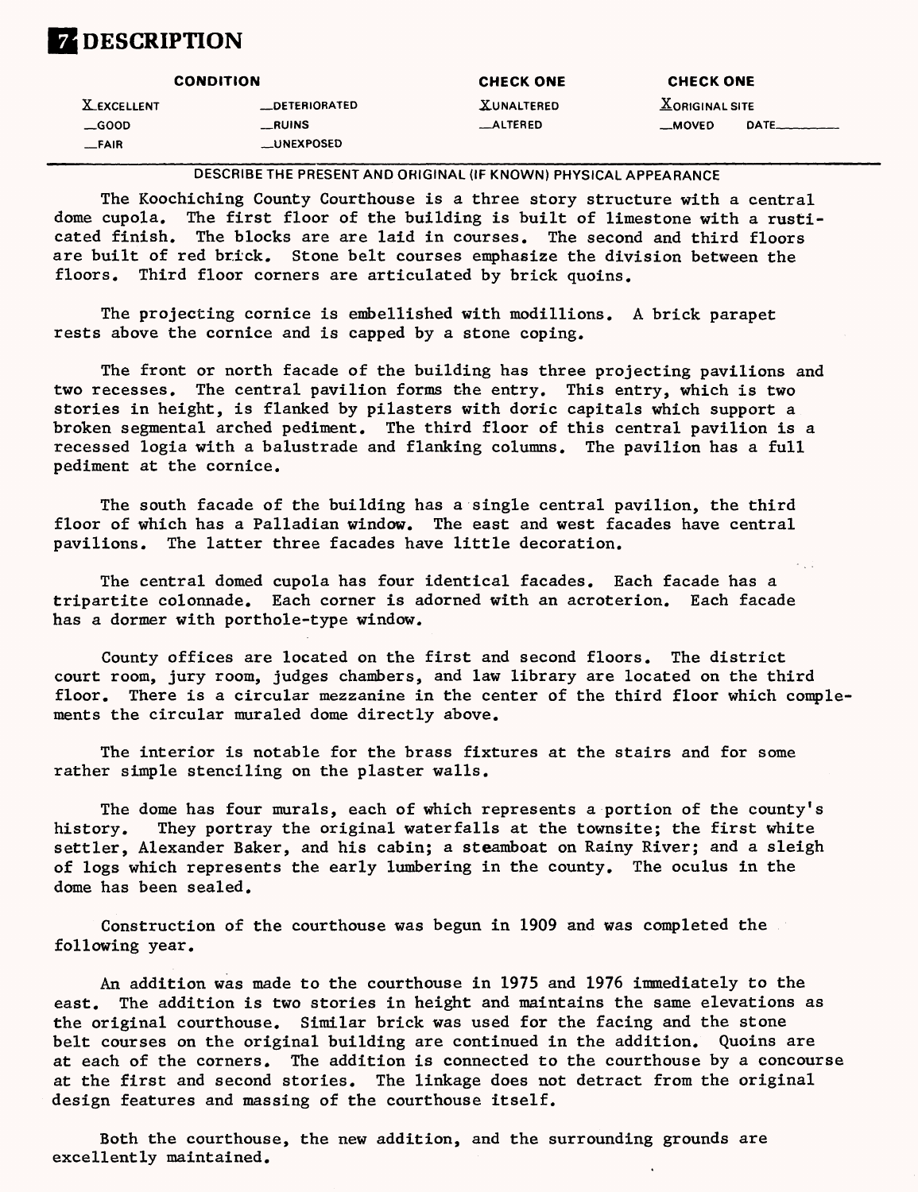# 7 DESCRIPTION

| CONDITION | | CHECK ONE | CHECK ONE |
|---|---|---|---|
| X EXCELLENT | __DETERIORATED | X UNALTERED | X ORIGINAL SITE |
| __GOOD | __RUINS | __ALTERED | __MOVED DATE________ |
| __FAIR | __UNEXPOSED | | |

DESCRIBE THE PRESENT AND ORIGINAL (IF KNOWN) PHYSICAL APPEARANCE

The Koochiching County Courthouse is a three story structure with a central dome cupola. The first floor of the building is built of limestone with a rusticated finish. The blocks are are laid in courses. The second and third floors are built of red brick. Stone belt courses emphasize the division between the floors. Third floor corners are articulated by brick quoins.

The projecting cornice is embellished with modillions. A brick parapet rests above the cornice and is capped by a stone coping.

The front or north facade of the building has three projecting pavilions and two recesses. The central pavilion forms the entry. This entry, which is two stories in height, is flanked by pilasters with doric capitals which support a broken segmental arched pediment. The third floor of this central pavilion is a recessed logia with a balustrade and flanking columns. The pavilion has a full pediment at the cornice.

The south facade of the building has a single central pavilion, the third floor of which has a Palladian window. The east and west facades have central pavilions. The latter three facades have little decoration.

The central domed cupola has four identical facades. Each facade has a tripartite colonnade. Each corner is adorned with an acroterion. Each facade has a dormer with porthole-type window.

County offices are located on the first and second floors. The district court room, jury room, judges chambers, and law library are located on the third floor. There is a circular mezzanine in the center of the third floor which complements the circular muraled dome directly above.

The interior is notable for the brass fixtures at the stairs and for some rather simple stenciling on the plaster walls.

The dome has four murals, each of which represents a portion of the county's history. They portray the original waterfalls at the townsite; the first white settler, Alexander Baker, and his cabin; a steamboat on Rainy River; and a sleigh of logs which represents the early lumbering in the county. The oculus in the dome has been sealed.

Construction of the courthouse was begun in 1909 and was completed the following year.

An addition was made to the courthouse in 1975 and 1976 immediately to the east. The addition is two stories in height and maintains the same elevations as the original courthouse. Similar brick was used for the facing and the stone belt courses on the original building are continued in the addition. Quoins are at each of the corners. The addition is connected to the courthouse by a concourse at the first and second stories. The linkage does not detract from the original design features and massing of the courthouse itself.

Both the courthouse, the new addition, and the surrounding grounds are excellently maintained.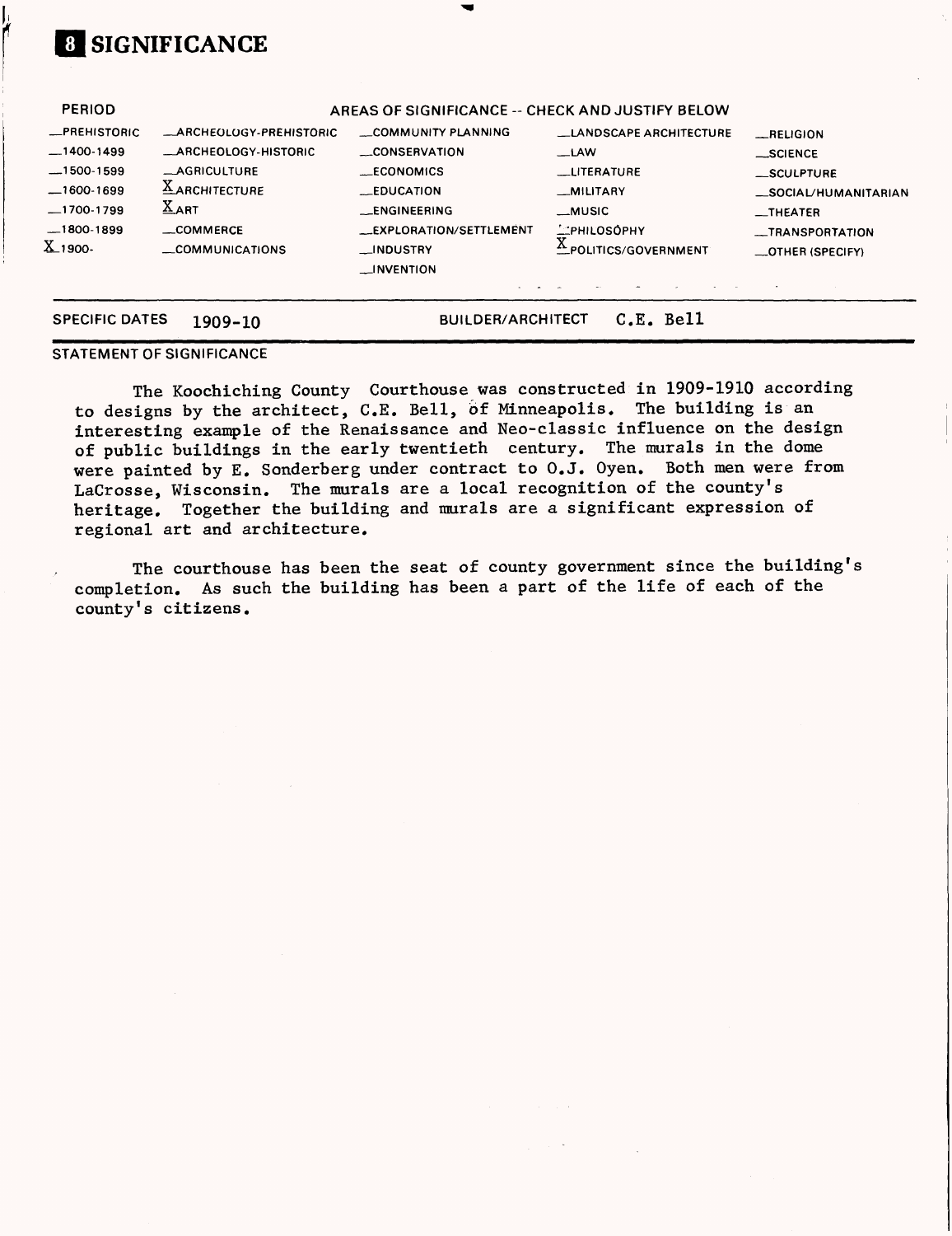# 8 SIGNIFICANCE

| PERIOD | AREAS OF SIGNIFICANCE -- CHECK AND JUSTIFY BELOW | | | |
|---|---|---|---|---|
| __PREHISTORIC | __ARCHEOLOGY-PREHISTORIC | __COMMUNITY PLANNING | __LANDSCAPE ARCHITECTURE | __RELIGION |
| __1400-1499 | __ARCHEOLOGY-HISTORIC | __CONSERVATION | __LAW | __SCIENCE |
| __1500-1599 | __AGRICULTURE | __ECONOMICS | __LITERATURE | __SCULPTURE |
| __1600-1699 | X ARCHITECTURE | __EDUCATION | __MILITARY | __SOCIAL/HUMANITARIAN |
| __1700-1799 | X ART | __ENGINEERING | __MUSIC | __THEATER |
| __1800-1899 | __COMMERCE | __EXPLORATION/SETTLEMENT | __PHILOSOPHY | __TRANSPORTATION |
| X 1900- | __COMMUNICATIONS | __INDUSTRY | X POLITICS/GOVERNMENT | __OTHER (SPECIFY) |
| | | __INVENTION | | |

SPECIFIC DATES 1909-10 BUILDER/ARCHITECT C.E. Bell

STATEMENT OF SIGNIFICANCE

The Koochiching County Courthouse was constructed in 1909-1910 according to designs by the architect, C.E. Bell, of Minneapolis. The building is an interesting example of the Renaissance and Neo-classic influence on the design of public buildings in the early twentieth century. The murals in the dome were painted by E. Sonderberg under contract to O.J. Oyen. Both men were from LaCrosse, Wisconsin. The murals are a local recognition of the county's heritage. Together the building and murals are a significant expression of regional art and architecture.

The courthouse has been the seat of county government since the building's completion. As such the building has been a part of the life of each of the county's citizens.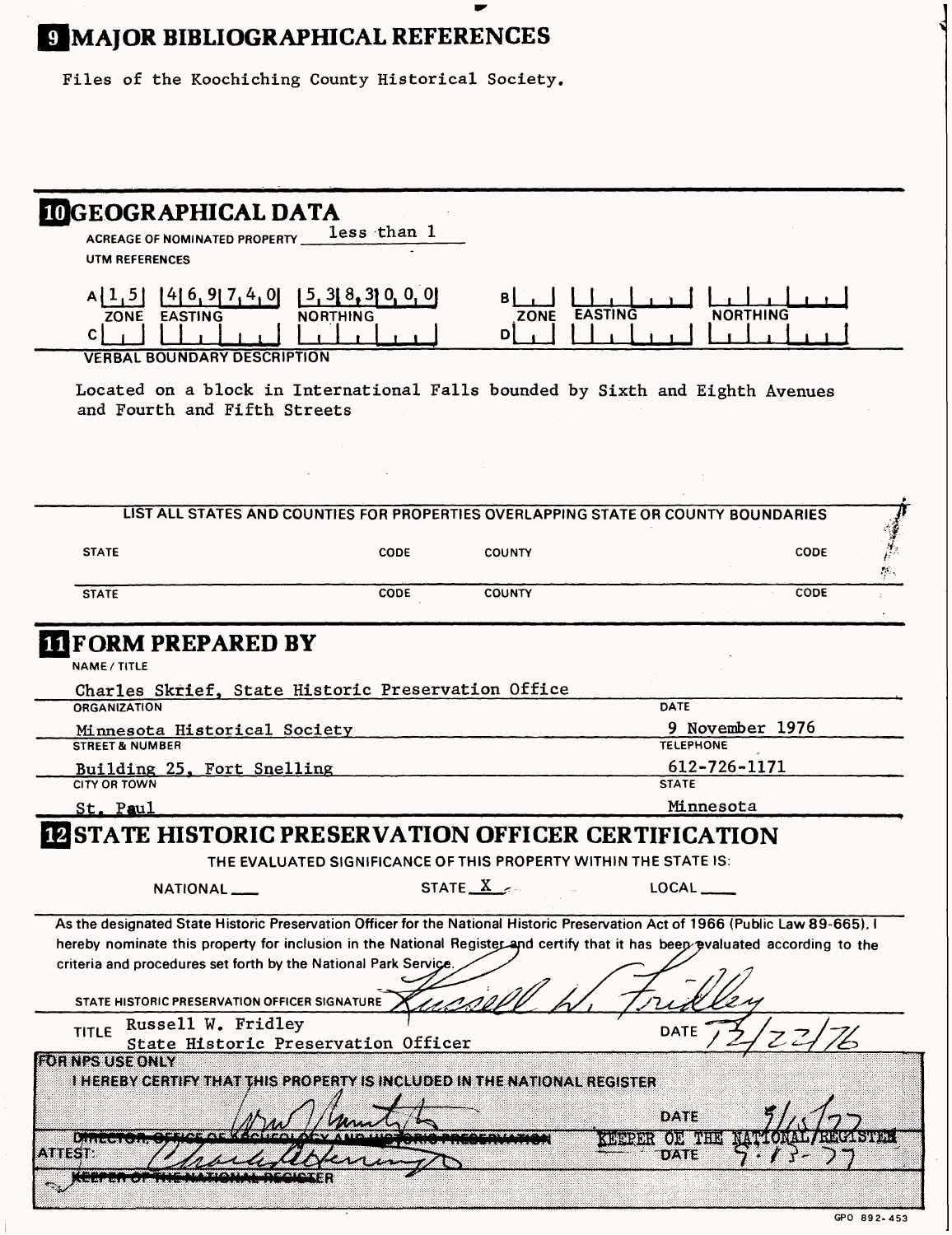## 9 MAJOR BIBLIOGRAPHICAL REFERENCES

Files of the Koochiching County Historical Society.

## 10 GEOGRAPHICAL DATA

ACREAGE OF NOMINATED PROPERTY less than 1

UTM REFERENCES

| | ZONE | EASTING | NORTHING | | ZONE | EASTING | NORTHING |
|---|---|---|---|---|---|---|---|
| A | 1 5 | 4 6 9 7 4 0 | 5 3 8 3 0 0 0 | B | | | |
| C | | | | D | | | |

VERBAL BOUNDARY DESCRIPTION

Located on a block in International Falls bounded by Sixth and Eighth Avenues and Fourth and Fifth Streets

LIST ALL STATES AND COUNTIES FOR PROPERTIES OVERLAPPING STATE OR COUNTY BOUNDARIES

| STATE | CODE | COUNTY | CODE |
|---|---|---|---|
| STATE | CODE | COUNTY | CODE |

## 11 FORM PREPARED BY

NAME / TITLE
Charles Skrief, State Historic Preservation Office

ORGANIZATION
Minnesota Historical Society

DATE
9 November 1976

STREET & NUMBER
Building 25, Fort Snelling

TELEPHONE
612-726-1171

CITY OR TOWN
St. Paul

STATE
Minnesota

## 12 STATE HISTORIC PRESERVATION OFFICER CERTIFICATION

THE EVALUATED SIGNIFICANCE OF THIS PROPERTY WITHIN THE STATE IS:

NATIONAL ___ STATE X LOCAL ___

As the designated State Historic Preservation Officer for the National Historic Preservation Act of 1966 (Public Law 89-665), I hereby nominate this property for inclusion in the National Register and certify that it has been evaluated according to the criteria and procedures set forth by the National Park Service.

STATE HISTORIC PRESERVATION OFFICER SIGNATURE Russell W. Fridley

TITLE Russell W. Fridley
State Historic Preservation Officer

DATE 12/22/76

FOR NPS USE ONLY

I HEREBY CERTIFY THAT THIS PROPERTY IS INCLUDED IN THE NATIONAL REGISTER

~~DIRECTOR, OFFICE OF ARCHEOLOGY AND HISTORIC PRESERVATION~~ KEEPER OF THE NATIONAL REGISTER

DATE 5/6/77

ATTEST:

DATE 5-13-77

~~KEEPER OF THE NATIONAL REGISTER~~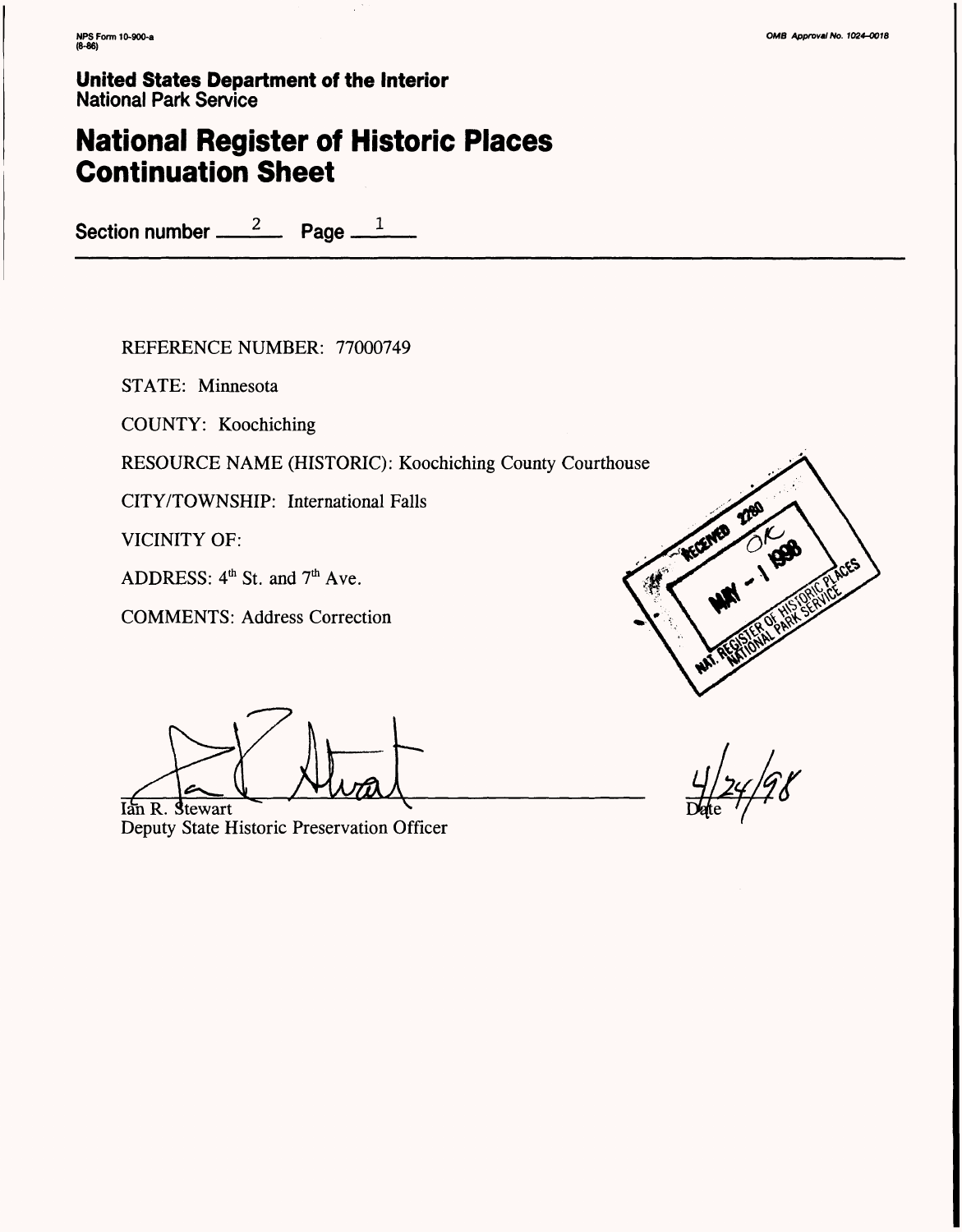NPS Form 10-900-a
(8-86)

OMB Approval No. 1024-0018

**United States Department of the Interior**
National Park Service

# National Register of Historic Places Continuation Sheet

Section number 2 Page 1

REFERENCE NUMBER: 77000749

STATE: Minnesota

COUNTY: Koochiching

RESOURCE NAME (HISTORIC): Koochiching County Courthouse

CITY/TOWNSHIP: International Falls

VICINITY OF:

ADDRESS: 4th St. and 7th Ave.

COMMENTS: Address Correction

RECEIVED 2280
OK
MAY - 1 1998
NAT. REGISTER OF HISTORIC PLACES
NATIONAL PARK SERVICE

Ian R. Stewart
Deputy State Historic Preservation Officer

4/24/98
Date